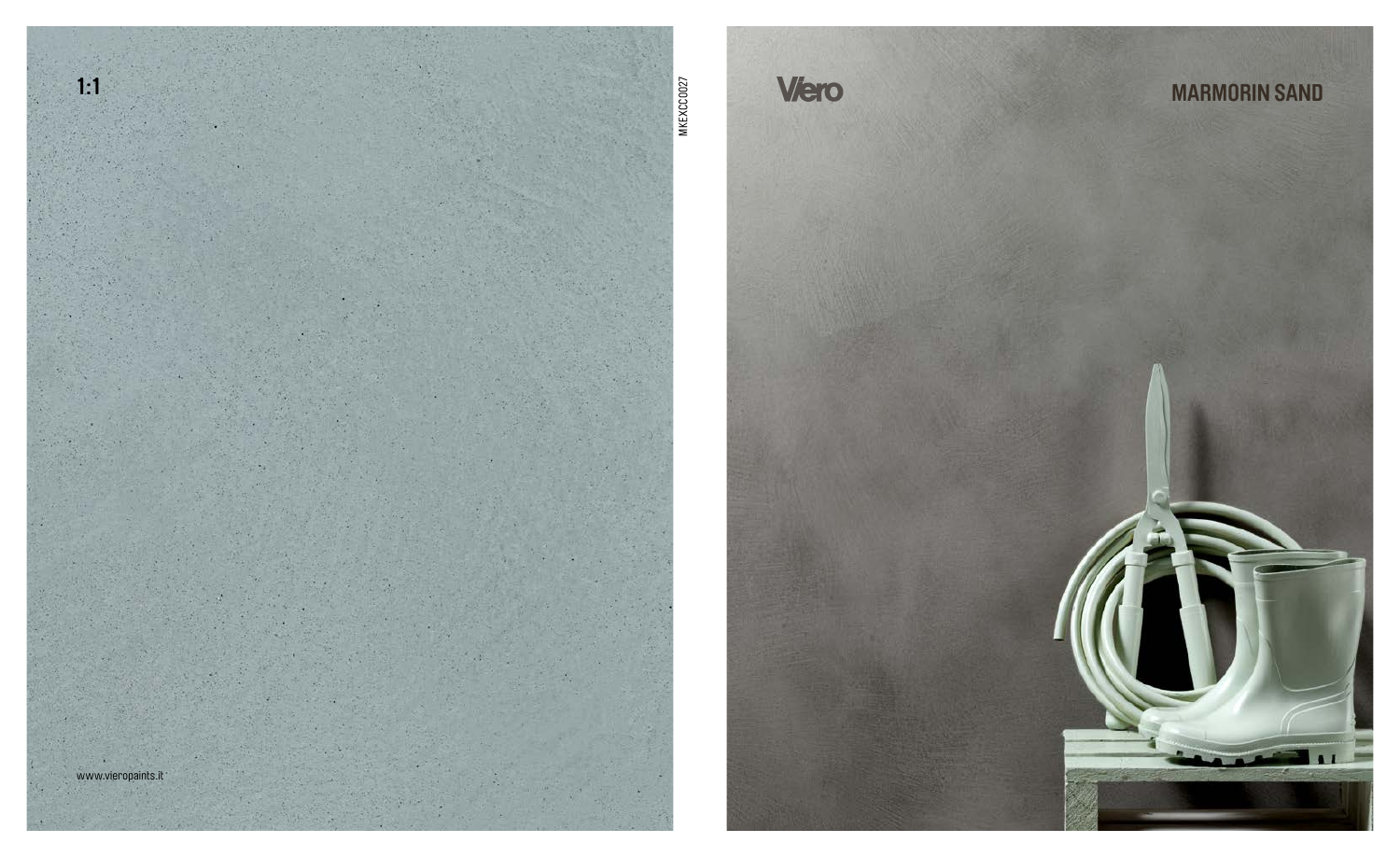1:1

www.vieropaints.it

MKEXCC0027

Viero

# MARMORIN SAND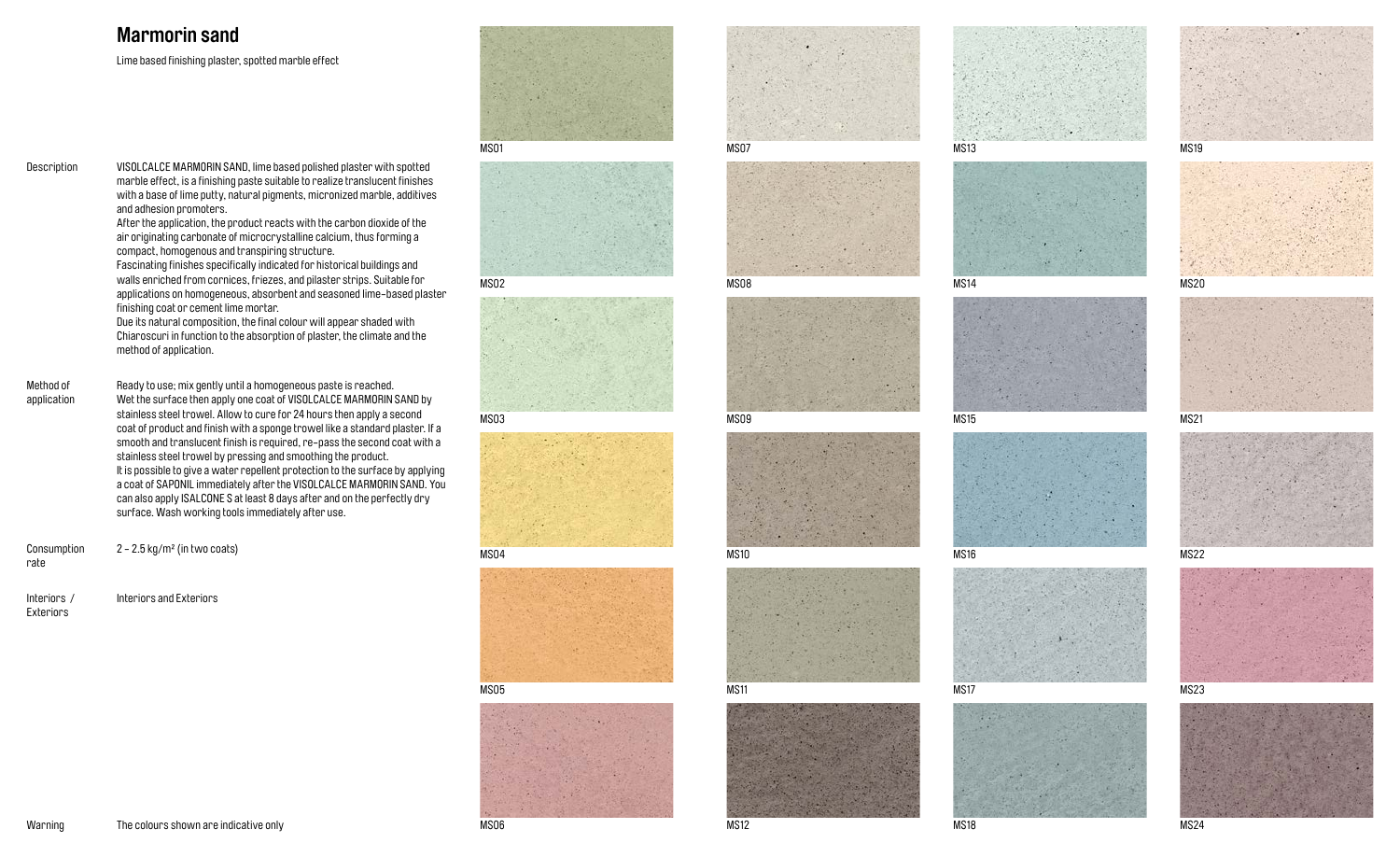# Marmorin sand

Lime based finishing plaster, spotted marble effect

**Description**

VISOLCALCE MARMORIN SAND, lime based polished plaster with spotted marble effect, is a finishing paste suitable to realize translucent finishes with a base of lime putty, natural pigments, micronized marble, additives and adhesion promoters.
After the application, the product reacts with the carbon dioxide of the air originating carbonate of microcrystalline calcium, thus forming a compact, homogenous and transpiring structure.
Fascinating finishes specifically indicated for historical buildings and walls enriched from cornices, friezes, and pilaster strips. Suitable for applications on homogeneous, absorbent and seasoned lime-based plaster finishing coat or cement lime mortar.
Due its natural composition, the final colour will appear shaded with Chiaroscuri in function to the absorption of plaster, the climate and the method of application.

**Method of application**

Ready to use; mix gently until a homogeneous paste is reached.
Wet the surface then apply one coat of VISOLCALCE MARMORIN SAND by stainless steel trowel. Allow to cure for 24 hours then apply a second coat of product and finish with a sponge trowel like a standard plaster. If a smooth and translucent finish is required, re-pass the second coat with a stainless steel trowel by pressing and smoothing the product.
It is possible to give a water repellent protection to the surface by applying a coat of SAPONIL immediately after the VISOLCALCE MARMORIN SAND. You can also apply ISALCONE S at least 8 days after and on the perfectly dry surface. Wash working tools immediately after use.

**Consumption rate**

2 – 2.5 kg/m² (in two coats)

**Interiors / Exteriors**

Interiors and Exteriors

**Warning**

The colours shown are indicative only

MS01
MS02
MS03
MS04
MS05
MS06
MS07
MS08
MS09
MS10
MS11
MS12
MS13
MS14
MS15
MS16
MS17
MS18
MS19
MS20
MS21
MS22
MS23
MS24